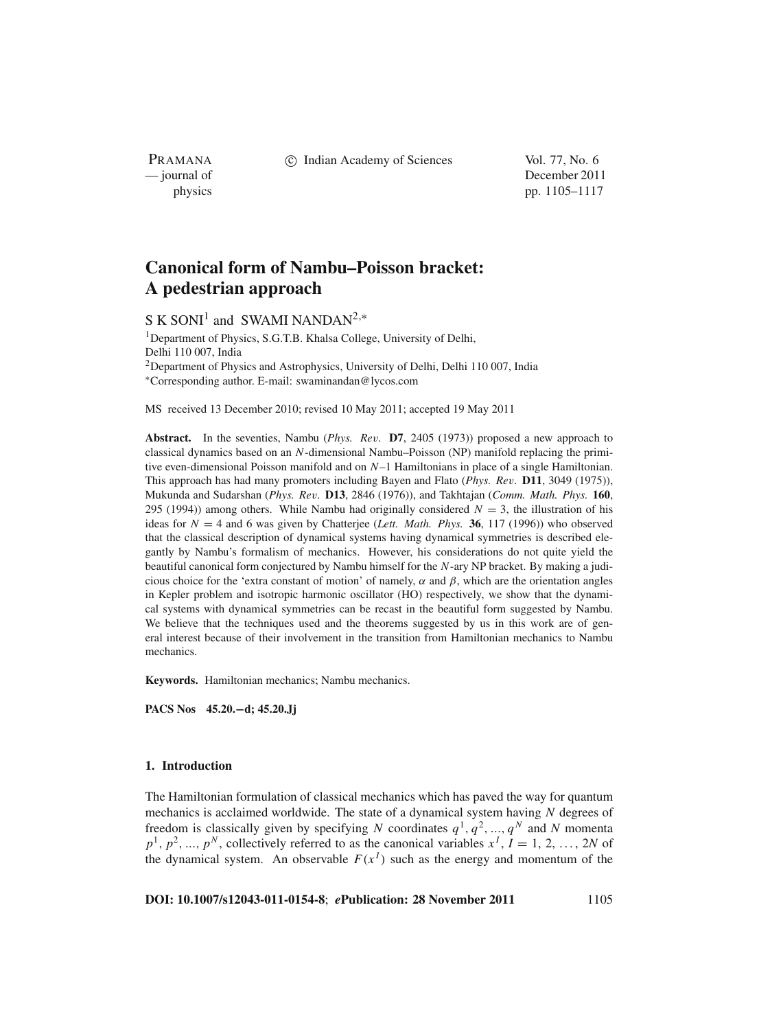# Canonical form of Nambu–Poisson bracket: A pedestrian approach

S K SONI[1] and SWAMI NANDAN[2,*]

[1]Department of Physics, S.G.T.B. Khalsa College, University of Delhi, Delhi 110 007, India
[2]Department of Physics and Astrophysics, University of Delhi, Delhi 110 007, India
*Corresponding author. E-mail: swaminandan@lycos.com

MS received 13 December 2010; revised 10 May 2011; accepted 19 May 2011

**Abstract.** In the seventies, Nambu (*Phys. Rev.* **D7**, 2405 (1973)) proposed a new approach to classical dynamics based on an $N$-dimensional Nambu–Poisson (NP) manifold replacing the primitive even-dimensional Poisson manifold and on $N$–1 Hamiltonians in place of a single Hamiltonian. This approach has had many promoters including Bayen and Flato (*Phys. Rev.* **D11**, 3049 (1975)), Mukunda and Sudarshan (*Phys. Rev.* **D13**, 2846 (1976)), and Takhtajan (*Comm. Math. Phys.* **160**, 295 (1994)) among others. While Nambu had originally considered $N = 3$, the illustration of his ideas for $N = 4$ and 6 was given by Chatterjee (*Lett. Math. Phys.* **36**, 117 (1996)) who observed that the classical description of dynamical systems having dynamical symmetries is described elegantly by Nambu's formalism of mechanics. However, his considerations do not quite yield the beautiful canonical form conjectured by Nambu himself for the $N$-ary NP bracket. By making a judicious choice for the 'extra constant of motion' of namely, $\alpha$ and $\beta$, which are the orientation angles in Kepler problem and isotropic harmonic oscillator (HO) respectively, we show that the dynamical systems with dynamical symmetries can be recast in the beautiful form suggested by Nambu. We believe that the techniques used and the theorems suggested by us in this work are of general interest because of their involvement in the transition from Hamiltonian mechanics to Nambu mechanics.

**Keywords.** Hamiltonian mechanics; Nambu mechanics.

**PACS Nos** 45.20.−d; 45.20.Jj

## 1. Introduction

The Hamiltonian formulation of classical mechanics which has paved the way for quantum mechanics is acclaimed worldwide. The state of a dynamical system having $N$ degrees of freedom is classically given by specifying $N$ coordinates $q^1, q^2, ..., q^N$ and $N$ momenta $p^1, p^2, ..., p^N$, collectively referred to as the canonical variables $x^I$, $I = 1, 2, \ldots, 2N$ of the dynamical system. An observable $F(x^I)$ such as the energy and momentum of the

**DOI: 10.1007/s12043-011-0154-8**; ***e*Publication: 28 November 2011**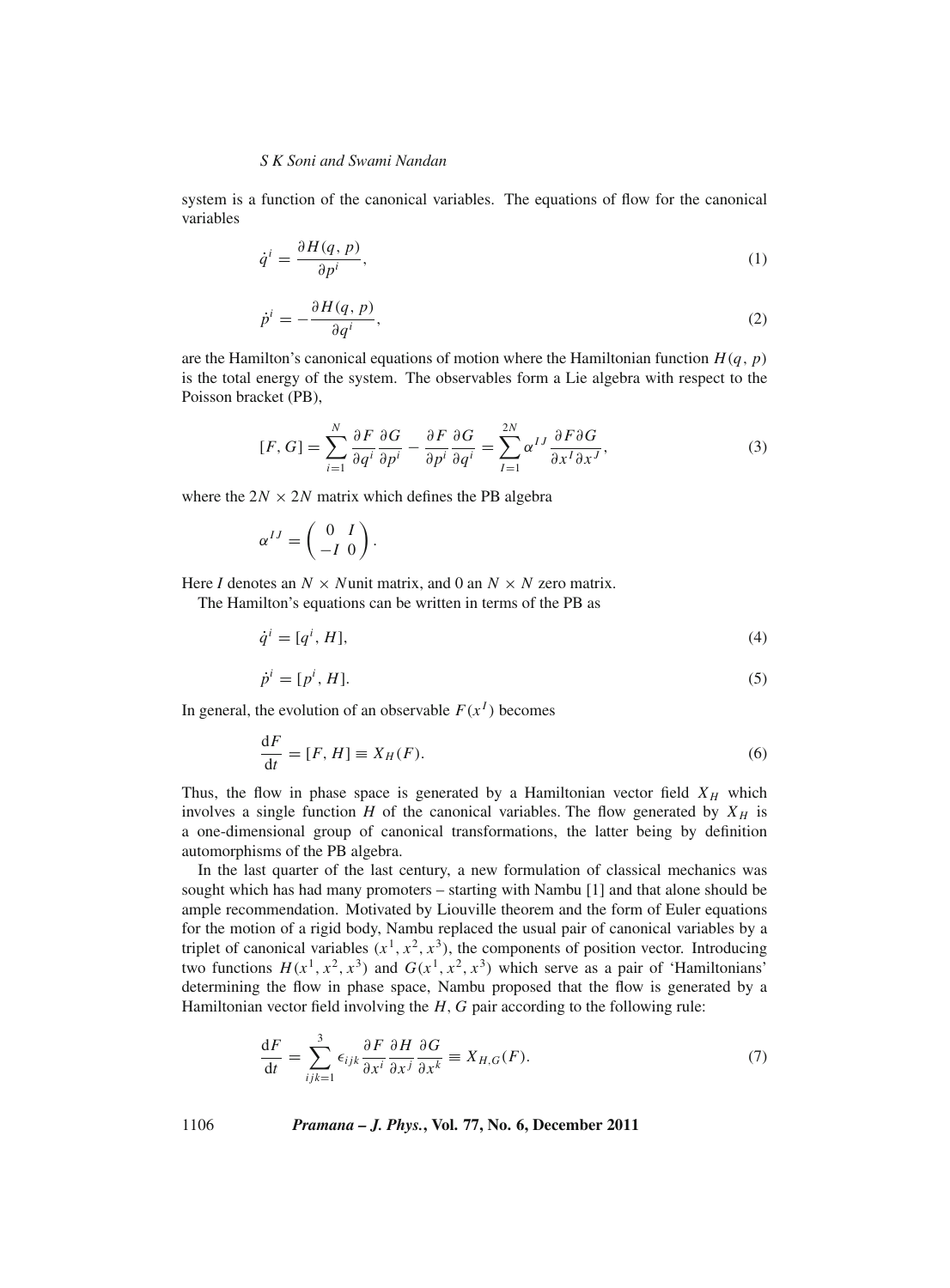system is a function of the canonical variables. The equations of flow for the canonical variables

$$\dot{q}^i = \frac{\partial H(q, p)}{\partial p^i}, \tag{1}$$

$$\dot{p}^i = -\frac{\partial H(q, p)}{\partial q^i}, \tag{2}$$

are the Hamilton's canonical equations of motion where the Hamiltonian function $H(q, p)$ is the total energy of the system. The observables form a Lie algebra with respect to the Poisson bracket (PB),

$$[F, G] = \sum_{i=1}^{N} \frac{\partial F}{\partial q^i}\frac{\partial G}{\partial p^i} - \frac{\partial F}{\partial p^i}\frac{\partial G}{\partial q^i} = \sum_{I=1}^{2N} \alpha^{IJ}\frac{\partial F \partial G}{\partial x^I \partial x^J}, \tag{3}$$

where the $2N \times 2N$ matrix which defines the PB algebra

$$\alpha^{IJ} = \begin{pmatrix} 0 & I \\ -I & 0 \end{pmatrix}.$$

Here $I$ denotes an $N \times N$ unit matrix, and 0 an $N \times N$ zero matrix.

The Hamilton's equations can be written in terms of the PB as

$$\dot{q}^i = [q^i, H], \tag{4}$$

$$\dot{p}^i = [p^i, H]. \tag{5}$$

In general, the evolution of an observable $F(x^I)$ becomes

$$\frac{\mathrm{d}F}{\mathrm{d}t} = [F, H] \equiv X_H(F). \tag{6}$$

Thus, the flow in phase space is generated by a Hamiltonian vector field $X_H$ which involves a single function $H$ of the canonical variables. The flow generated by $X_H$ is a one-dimensional group of canonical transformations, the latter being by definition automorphisms of the PB algebra.

In the last quarter of the last century, a new formulation of classical mechanics was sought which has had many promoters – starting with Nambu [1] and that alone should be ample recommendation. Motivated by Liouville theorem and the form of Euler equations for the motion of a rigid body, Nambu replaced the usual pair of canonical variables by a triplet of canonical variables $(x^1, x^2, x^3)$, the components of position vector. Introducing two functions $H(x^1, x^2, x^3)$ and $G(x^1, x^2, x^3)$ which serve as a pair of 'Hamiltonians' determining the flow in phase space, Nambu proposed that the flow is generated by a Hamiltonian vector field involving the $H, G$ pair according to the following rule:

$$\frac{\mathrm{d}F}{\mathrm{d}t} = \sum_{ijk=1}^{3} \epsilon_{ijk}\frac{\partial F}{\partial x^i}\frac{\partial H}{\partial x^j}\frac{\partial G}{\partial x^k} \equiv X_{H,G}(F). \tag{7}$$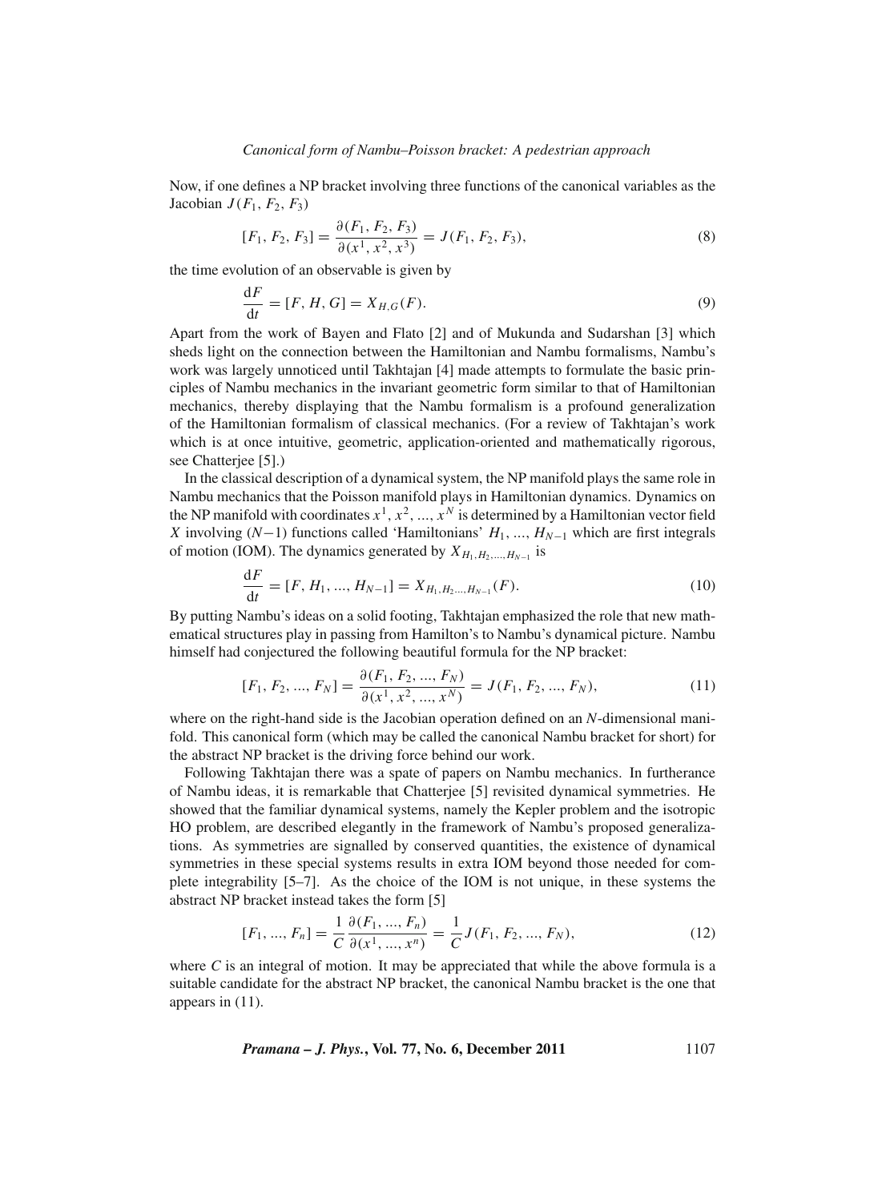Now, if one defines a NP bracket involving three functions of the canonical variables as the Jacobian $J(F_1, F_2, F_3)$

$$[F_1, F_2, F_3] = \frac{\partial(F_1, F_2, F_3)}{\partial(x^1, x^2, x^3)} = J(F_1, F_2, F_3), \tag{8}$$

the time evolution of an observable is given by

$$\frac{\mathrm{d}F}{\mathrm{d}t} = [F, H, G] = X_{H,G}(F). \tag{9}$$

Apart from the work of Bayen and Flato [2] and of Mukunda and Sudarshan [3] which sheds light on the connection between the Hamiltonian and Nambu formalisms, Nambu's work was largely unnoticed until Takhtajan [4] made attempts to formulate the basic principles of Nambu mechanics in the invariant geometric form similar to that of Hamiltonian mechanics, thereby displaying that the Nambu formalism is a profound generalization of the Hamiltonian formalism of classical mechanics. (For a review of Takhtajan's work which is at once intuitive, geometric, application-oriented and mathematically rigorous, see Chatterjee [5].)

In the classical description of a dynamical system, the NP manifold plays the same role in Nambu mechanics that the Poisson manifold plays in Hamiltonian dynamics. Dynamics on the NP manifold with coordinates $x^1, x^2, ..., x^N$ is determined by a Hamiltonian vector field $X$ involving $(N-1)$ functions called 'Hamiltonians' $H_1, ..., H_{N-1}$ which are first integrals of motion (IOM). The dynamics generated by $X_{H_1,H_2,...,H_{N-1}}$ is

$$\frac{\mathrm{d}F}{\mathrm{d}t} = [F, H_1, ..., H_{N-1}] = X_{H_1,H_2...,H_{N-1}}(F). \tag{10}$$

By putting Nambu's ideas on a solid footing, Takhtajan emphasized the role that new mathematical structures play in passing from Hamilton's to Nambu's dynamical picture. Nambu himself had conjectured the following beautiful formula for the NP bracket:

$$[F_1, F_2, ..., F_N] = \frac{\partial(F_1, F_2, ..., F_N)}{\partial(x^1, x^2, ..., x^N)} = J(F_1, F_2, ..., F_N), \tag{11}$$

where on the right-hand side is the Jacobian operation defined on an $N$-dimensional manifold. This canonical form (which may be called the canonical Nambu bracket for short) for the abstract NP bracket is the driving force behind our work.

Following Takhtajan there was a spate of papers on Nambu mechanics. In furtherance of Nambu ideas, it is remarkable that Chatterjee [5] revisited dynamical symmetries. He showed that the familiar dynamical systems, namely the Kepler problem and the isotropic HO problem, are described elegantly in the framework of Nambu's proposed generalizations. As symmetries are signalled by conserved quantities, the existence of dynamical symmetries in these special systems results in extra IOM beyond those needed for complete integrability [5–7]. As the choice of the IOM is not unique, in these systems the abstract NP bracket instead takes the form [5]

$$[F_1, ..., F_n] = \frac{1}{C}\frac{\partial(F_1, ..., F_n)}{\partial(x^1, ..., x^n)} = \frac{1}{C}J(F_1, F_2, ..., F_N), \tag{12}$$

where $C$ is an integral of motion. It may be appreciated that while the above formula is a suitable candidate for the abstract NP bracket, the canonical Nambu bracket is the one that appears in (11).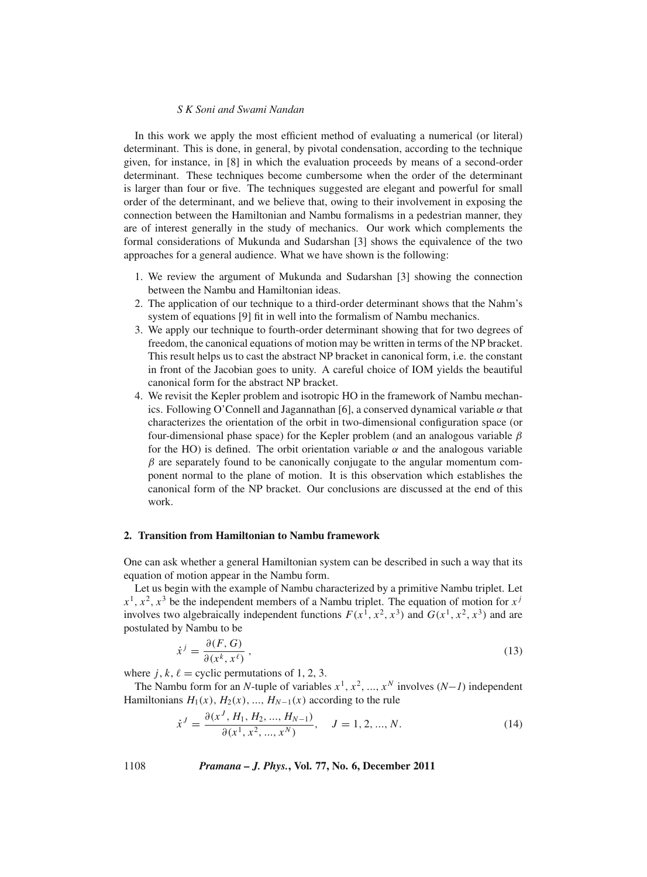In this work we apply the most efficient method of evaluating a numerical (or literal) determinant. This is done, in general, by pivotal condensation, according to the technique given, for instance, in [8] in which the evaluation proceeds by means of a second-order determinant. These techniques become cumbersome when the order of the determinant is larger than four or five. The techniques suggested are elegant and powerful for small order of the determinant, and we believe that, owing to their involvement in exposing the connection between the Hamiltonian and Nambu formalisms in a pedestrian manner, they are of interest generally in the study of mechanics. Our work which complements the formal considerations of Mukunda and Sudarshan [3] shows the equivalence of the two approaches for a general audience. What we have shown is the following:

1. We review the argument of Mukunda and Sudarshan [3] showing the connection between the Nambu and Hamiltonian ideas.
2. The application of our technique to a third-order determinant shows that the Nahm's system of equations [9] fit in well into the formalism of Nambu mechanics.
3. We apply our technique to fourth-order determinant showing that for two degrees of freedom, the canonical equations of motion may be written in terms of the NP bracket. This result helps us to cast the abstract NP bracket in canonical form, i.e. the constant in front of the Jacobian goes to unity. A careful choice of IOM yields the beautiful canonical form for the abstract NP bracket.
4. We revisit the Kepler problem and isotropic HO in the framework of Nambu mechanics. Following O'Connell and Jagannathan [6], a conserved dynamical variable $\alpha$ that characterizes the orientation of the orbit in two-dimensional configuration space (or four-dimensional phase space) for the Kepler problem (and an analogous variable $\beta$ for the HO) is defined. The orbit orientation variable $\alpha$ and the analogous variable $\beta$ are separately found to be canonically conjugate to the angular momentum component normal to the plane of motion. It is this observation which establishes the canonical form of the NP bracket. Our conclusions are discussed at the end of this work.

## 2. Transition from Hamiltonian to Nambu framework

One can ask whether a general Hamiltonian system can be described in such a way that its equation of motion appear in the Nambu form.

Let us begin with the example of Nambu characterized by a primitive Nambu triplet. Let $x^1, x^2, x^3$ be the independent members of a Nambu triplet. The equation of motion for $x^j$ involves two algebraically independent functions $F(x^1, x^2, x^3)$ and $G(x^1, x^2, x^3)$ and are postulated by Nambu to be

$$\dot{x}^j = \frac{\partial(F, G)}{\partial(x^k, x^\ell)}, \tag{13}$$

where $j, k, \ell =$ cyclic permutations of 1, 2, 3.

The Nambu form for an $N$-tuple of variables $x^1, x^2, ..., x^N$ involves ($N-1$) independent Hamiltonians $H_1(x), H_2(x), ..., H_{N-1}(x)$ according to the rule

$$\dot{x}^J = \frac{\partial(x^J, H_1, H_2, ..., H_{N-1})}{\partial(x^1, x^2, ..., x^N)}, \quad J = 1, 2, ..., N. \tag{14}$$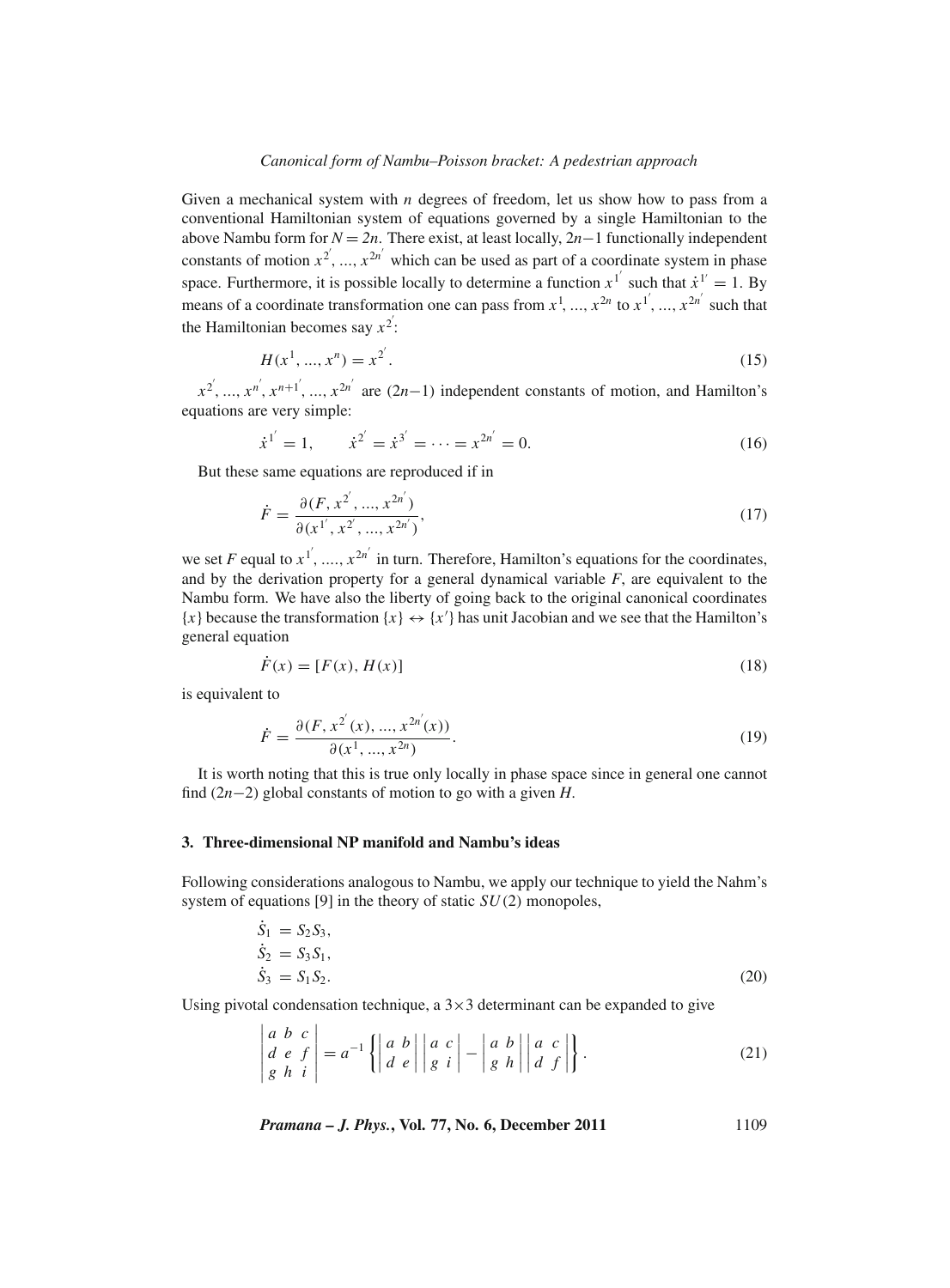Given a mechanical system with $n$ degrees of freedom, let us show how to pass from a conventional Hamiltonian system of equations governed by a single Hamiltonian to the above Nambu form for $N = 2n$. There exist, at least locally, $2n-1$ functionally independent constants of motion $x^{2'}, ..., x^{2n'}$ which can be used as part of a coordinate system in phase space. Furthermore, it is possible locally to determine a function $x^{1'}$ such that $\dot{x}^{1'} = 1$. By means of a coordinate transformation one can pass from $x^1, ..., x^{2n}$ to $x^{1'}, ..., x^{2n'}$ such that the Hamiltonian becomes say $x^{2'}$:

$$H(x^1, ..., x^n) = x^{2'}. \tag{15}$$

$x^{2'}, ..., x^{n'}, x^{n+1'}, ..., x^{2n'}$ are $(2n-1)$ independent constants of motion, and Hamilton's equations are very simple:

$$\dot{x}^{1'} = 1, \qquad \dot{x}^{2'} = \dot{x}^{3'} = \cdots = x^{2n'} = 0. \tag{16}$$

But these same equations are reproduced if in

$$\dot{F} = \frac{\partial(F, x^{2'}, ..., x^{2n'})}{\partial(x^{1'}, x^{2'}, ..., x^{2n'})}, \tag{17}$$

we set $F$ equal to $x^{1'}, ...., x^{2n'}$ in turn. Therefore, Hamilton's equations for the coordinates, and by the derivation property for a general dynamical variable $F$, are equivalent to the Nambu form. We have also the liberty of going back to the original canonical coordinates $\{x\}$ because the transformation $\{x\} \leftrightarrow \{x'\}$ has unit Jacobian and we see that the Hamilton's general equation

$$\dot{F}(x) = [F(x), H(x)] \tag{18}$$

is equivalent to

$$\dot{F} = \frac{\partial(F, x^{2'}(x), ..., x^{2n'}(x))}{\partial(x^1, ..., x^{2n})}. \tag{19}$$

It is worth noting that this is true only locally in phase space since in general one cannot find $(2n-2)$ global constants of motion to go with a given $H$.

## 3. Three-dimensional NP manifold and Nambu's ideas

Following considerations analogous to Nambu, we apply our technique to yield the Nahm's system of equations [9] in the theory of static $SU(2)$ monopoles,

$$\begin{aligned}
\dot{S}_1 &= S_2 S_3, \\
\dot{S}_2 &= S_3 S_1, \\
\dot{S}_3 &= S_1 S_2.
\end{aligned} \tag{20}$$

Using pivotal condensation technique, a $3\times 3$ determinant can be expanded to give

$$\begin{vmatrix} a & b & c \\ d & e & f \\ g & h & i \end{vmatrix} = a^{-1} \left\{ \begin{vmatrix} a & b \\ d & e \end{vmatrix} \begin{vmatrix} a & c \\ g & i \end{vmatrix} - \begin{vmatrix} a & b \\ g & h \end{vmatrix} \begin{vmatrix} a & c \\ d & f \end{vmatrix} \right\}. \tag{21}$$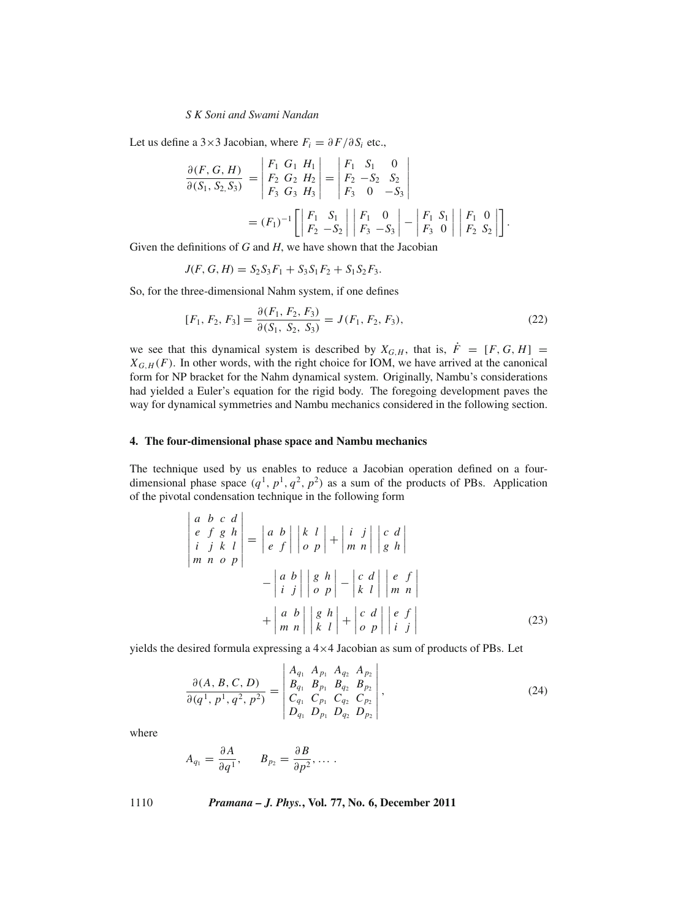Let us define a 3×3 Jacobian, where $F_i = \partial F/\partial S_i$ etc.,

$$\frac{\partial(F, G, H)}{\partial(S_1, S_2, S_3)} = \begin{vmatrix} F_1 & G_1 & H_1 \\ F_2 & G_2 & H_2 \\ F_3 & G_3 & H_3 \end{vmatrix} = \begin{vmatrix} F_1 & S_1 & 0 \\ F_2 & -S_2 & S_2 \\ F_3 & 0 & -S_3 \end{vmatrix}$$

$$= (F_1)^{-1} \left[ \begin{vmatrix} F_1 & S_1 \\ F_2 & -S_2 \end{vmatrix} \begin{vmatrix} F_1 & 0 \\ F_3 & -S_3 \end{vmatrix} - \begin{vmatrix} F_1 & S_1 \\ F_3 & 0 \end{vmatrix} \begin{vmatrix} F_1 & 0 \\ F_2 & S_2 \end{vmatrix} \right].$$

Given the definitions of $G$ and $H$, we have shown that the Jacobian

$$J(F, G, H) = S_2 S_3 F_1 + S_3 S_1 F_2 + S_1 S_2 F_3.$$

So, for the three-dimensional Nahm system, if one defines

$$[F_1, F_2, F_3] = \frac{\partial(F_1, F_2, F_3)}{\partial(S_1, S_2, S_3)} = J(F_1, F_2, F_3), \tag{22}$$

we see that this dynamical system is described by $X_{G,H}$, that is, $\dot{F} = [F, G, H] = X_{G,H}(F)$. In other words, with the right choice for IOM, we have arrived at the canonical form for NP bracket for the Nahm dynamical system. Originally, Nambu's considerations had yielded a Euler's equation for the rigid body. The foregoing development paves the way for dynamical symmetries and Nambu mechanics considered in the following section.

## 4. The four-dimensional phase space and Nambu mechanics

The technique used by us enables to reduce a Jacobian operation defined on a four-dimensional phase space $(q^1, p^1, q^2, p^2)$ as a sum of the products of PBs. Application of the pivotal condensation technique in the following form

$$\begin{vmatrix} a & b & c & d \\ e & f & g & h \\ i & j & k & l \\ m & n & o & p \end{vmatrix} = \begin{vmatrix} a & b \\ e & f \end{vmatrix} \begin{vmatrix} k & l \\ o & p \end{vmatrix} + \begin{vmatrix} i & j \\ m & n \end{vmatrix} \begin{vmatrix} c & d \\ g & h \end{vmatrix}$$

$$- \begin{vmatrix} a & b \\ i & j \end{vmatrix} \begin{vmatrix} g & h \\ o & p \end{vmatrix} - \begin{vmatrix} c & d \\ k & l \end{vmatrix} \begin{vmatrix} e & f \\ m & n \end{vmatrix}$$

$$+ \begin{vmatrix} a & b \\ m & n \end{vmatrix} \begin{vmatrix} g & h \\ k & l \end{vmatrix} + \begin{vmatrix} c & d \\ o & p \end{vmatrix} \begin{vmatrix} e & f \\ i & j \end{vmatrix} \tag{23}$$

yields the desired formula expressing a 4×4 Jacobian as sum of products of PBs. Let

$$\frac{\partial(A, B, C, D)}{\partial(q^1, p^1, q^2, p^2)} = \begin{vmatrix} A_{q_1} & A_{p_1} & A_{q_2} & A_{p_2} \\ B_{q_1} & B_{p_1} & B_{q_2} & B_{p_2} \\ C_{q_1} & C_{p_1} & C_{q_2} & C_{p_2} \\ D_{q_1} & D_{p_1} & D_{q_2} & D_{p_2} \end{vmatrix}, \tag{24}$$

where

$$A_{q_1} = \frac{\partial A}{\partial q^1}, \quad B_{p_2} = \frac{\partial B}{\partial p^2}, \dots .$$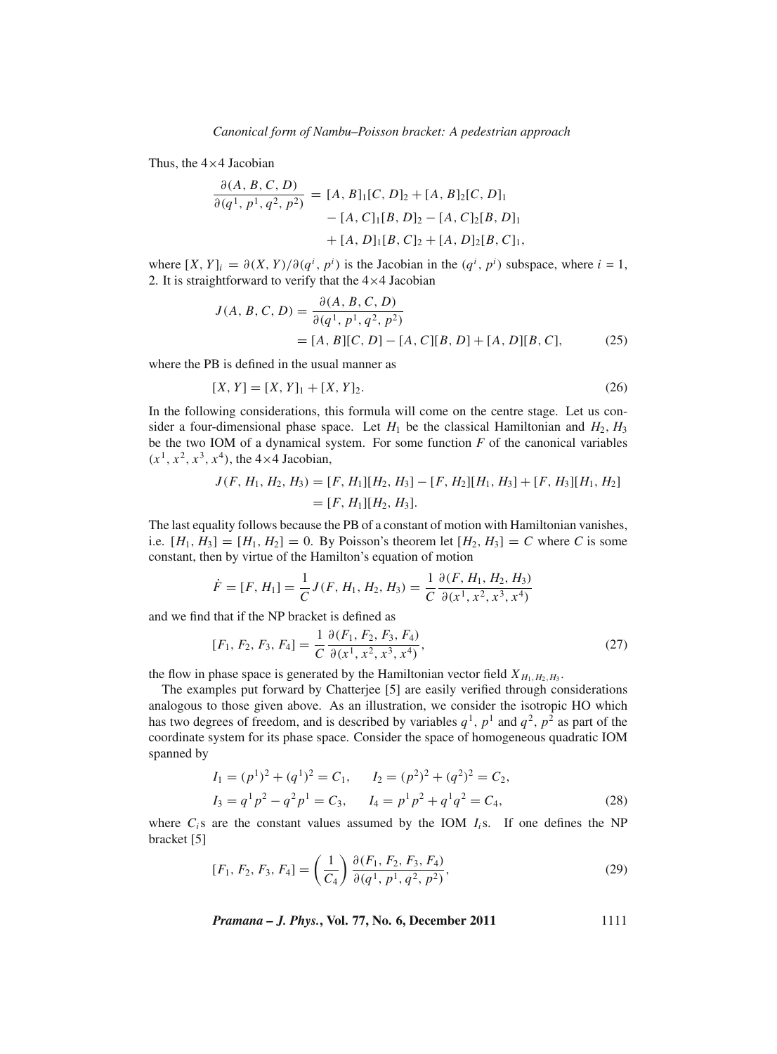Thus, the $4\times4$ Jacobian

$$
\begin{aligned}
\frac{\partial(A, B, C, D)}{\partial(q^1, p^1, q^2, p^2)} &= [A, B]_1[C, D]_2 + [A, B]_2[C, D]_1 \\
&\quad - [A, C]_1[B, D]_2 - [A, C]_2[B, D]_1 \\
&\quad + [A, D]_1[B, C]_2 + [A, D]_2[B, C]_1,
\end{aligned}
$$

where $[X, Y]_i = \partial(X, Y)/\partial(q^i, p^i)$ is the Jacobian in the $(q^i, p^i)$ subspace, where $i = 1, 2$. It is straightforward to verify that the $4\times4$ Jacobian

$$
\begin{aligned}
J(A, B, C, D) &= \frac{\partial(A, B, C, D)}{\partial(q^1, p^1, q^2, p^2)} \\
&= [A, B][C, D] - [A, C][B, D] + [A, D][B, C], \qquad (25)
\end{aligned}
$$

where the PB is defined in the usual manner as

$$
[X, Y] = [X, Y]_1 + [X, Y]_2. \qquad (26)
$$

In the following considerations, this formula will come on the centre stage. Let us consider a four-dimensional phase space. Let $H_1$ be the classical Hamiltonian and $H_2$, $H_3$ be the two IOM of a dynamical system. For some function $F$ of the canonical variables $(x^1, x^2, x^3, x^4)$, the $4\times4$ Jacobian,

$$
\begin{aligned}
J(F, H_1, H_2, H_3) &= [F, H_1][H_2, H_3] - [F, H_2][H_1, H_3] + [F, H_3][H_1, H_2] \\
&= [F, H_1][H_2, H_3].
\end{aligned}
$$

The last equality follows because the PB of a constant of motion with Hamiltonian vanishes, i.e. $[H_1, H_3] = [H_1, H_2] = 0$. By Poisson's theorem let $[H_2, H_3] = C$ where $C$ is some constant, then by virtue of the Hamilton's equation of motion

$$
\dot{F} = [F, H_1] = \frac{1}{C} J(F, H_1, H_2, H_3) = \frac{1}{C} \frac{\partial(F, H_1, H_2, H_3)}{\partial(x^1, x^2, x^3, x^4)}
$$

and we find that if the NP bracket is defined as

$$
[F_1, F_2, F_3, F_4] = \frac{1}{C} \frac{\partial(F_1, F_2, F_3, F_4)}{\partial(x^1, x^2, x^3, x^4)}, \qquad (27)
$$

the flow in phase space is generated by the Hamiltonian vector field $X_{H_1, H_2, H_3}$.

The examples put forward by Chatterjee [5] are easily verified through considerations analogous to those given above. As an illustration, we consider the isotropic HO which has two degrees of freedom, and is described by variables $q^1$, $p^1$ and $q^2$, $p^2$ as part of the coordinate system for its phase space. Consider the space of homogeneous quadratic IOM spanned by

$$
\begin{aligned}
I_1 &= (p^1)^2 + (q^1)^2 = C_1, \qquad I_2 = (p^2)^2 + (q^2)^2 = C_2, \\
I_3 &= q^1 p^2 - q^2 p^1 = C_3, \qquad I_4 = p^1 p^2 + q^1 q^2 = C_4, \qquad (28)
\end{aligned}
$$

where $C_i$s are the constant values assumed by the IOM $I_i$s. If one defines the NP bracket [5]

$$
[F_1, F_2, F_3, F_4] = \left(\frac{1}{C_4}\right) \frac{\partial(F_1, F_2, F_3, F_4)}{\partial(q^1, p^1, q^2, p^2)}, \qquad (29)
$$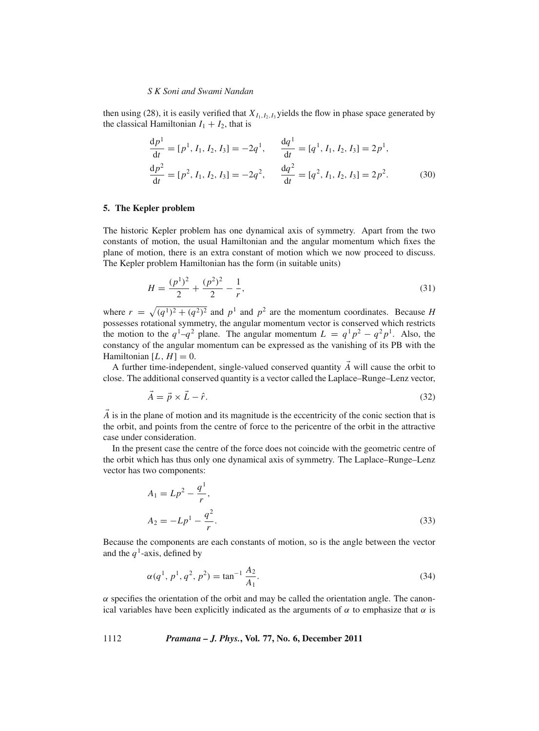then using (28), it is easily verified that $X_{I_1,I_2,I_3}$ yields the flow in phase space generated by the classical Hamiltonian $I_1 + I_2$, that is

$$\frac{\mathrm{d}p^1}{\mathrm{d}t} = [p^1, I_1, I_2, I_3] = -2q^1, \qquad \frac{\mathrm{d}q^1}{\mathrm{d}t} = [q^1, I_1, I_2, I_3] = 2p^1,$$
$$\frac{\mathrm{d}p^2}{\mathrm{d}t} = [p^2, I_1, I_2, I_3] = -2q^2, \qquad \frac{\mathrm{d}q^2}{\mathrm{d}t} = [q^2, I_1, I_2, I_3] = 2p^2. \tag{30}$$

## 5. The Kepler problem

The historic Kepler problem has one dynamical axis of symmetry. Apart from the two constants of motion, the usual Hamiltonian and the angular momentum which fixes the plane of motion, there is an extra constant of motion which we now proceed to discuss. The Kepler problem Hamiltonian has the form (in suitable units)

$$H = \frac{(p^1)^2}{2} + \frac{(p^2)^2}{2} - \frac{1}{r}, \tag{31}$$

where $r = \sqrt{(q^1)^2 + (q^2)^2}$ and $p^1$ and $p^2$ are the momentum coordinates. Because $H$ possesses rotational symmetry, the angular momentum vector is conserved which restricts the motion to the $q^1$–$q^2$ plane. The angular momentum $L = q^1 p^2 - q^2 p^1$. Also, the constancy of the angular momentum can be expressed as the vanishing of its PB with the Hamiltonian $[L, H] = 0$.

A further time-independent, single-valued conserved quantity $\vec{A}$ will cause the orbit to close. The additional conserved quantity is a vector called the Laplace–Runge–Lenz vector,

$$\vec{A} = \vec{p} \times \vec{L} - \hat{r}. \tag{32}$$

$\vec{A}$ is in the plane of motion and its magnitude is the eccentricity of the conic section that is the orbit, and points from the centre of force to the pericentre of the orbit in the attractive case under consideration.

In the present case the centre of the force does not coincide with the geometric centre of the orbit which has thus only one dynamical axis of symmetry. The Laplace–Runge–Lenz vector has two components:

$$A_1 = Lp^2 - \frac{q^1}{r},$$
$$A_2 = -Lp^1 - \frac{q^2}{r}. \tag{33}$$

Because the components are each constants of motion, so is the angle between the vector and the $q^1$-axis, defined by

$$\alpha(q^1, p^1, q^2, p^2) = \tan^{-1}\frac{A_2}{A_1}. \tag{34}$$

$\alpha$ specifies the orientation of the orbit and may be called the orientation angle. The canonical variables have been explicitly indicated as the arguments of $\alpha$ to emphasize that $\alpha$ is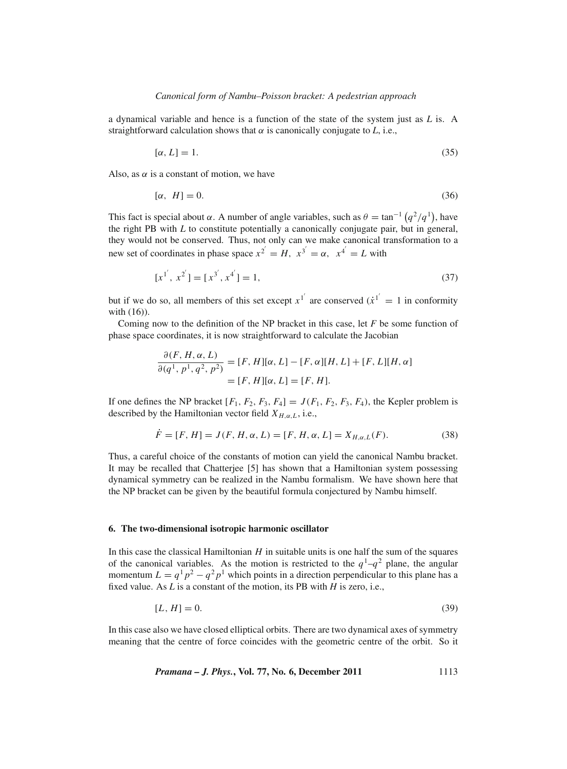a dynamical variable and hence is a function of the state of the system just as $L$ is. A straightforward calculation shows that $\alpha$ is canonically conjugate to $L$, i.e.,

$$[\alpha, L] = 1. \tag{35}$$

Also, as $\alpha$ is a constant of motion, we have

$$[\alpha,\ H] = 0. \tag{36}$$

This fact is special about $\alpha$. A number of angle variables, such as $\theta = \tan^{-1}\left(q^2/q^1\right)$, have the right PB with $L$ to constitute potentially a canonically conjugate pair, but in general, they would not be conserved. Thus, not only can we make canonical transformation to a new set of coordinates in phase space $x^{2'} = H,\ x^{3'} = \alpha,\ \ x^{4'} = L$ with

$$[x^{1'},\ x^{2'}] = [x^{3'}, x^{4'}] = 1, \tag{37}$$

but if we do so, all members of this set except $x^{1'}$ are conserved ($\dot{x}^{1'} = 1$ in conformity with (16)).

Coming now to the definition of the NP bracket in this case, let $F$ be some function of phase space coordinates, it is now straightforward to calculate the Jacobian

$$\begin{aligned}\frac{\partial(F, H, \alpha, L)}{\partial(q^1, p^1, q^2, p^2)} &= [F, H][\alpha, L] - [F, \alpha][H, L] + [F, L][H, \alpha] \\ &= [F, H][\alpha, L] = [F, H].\end{aligned}$$

If one defines the NP bracket $[F_1, F_2, F_3, F_4] = J(F_1, F_2, F_3, F_4)$, the Kepler problem is described by the Hamiltonian vector field $X_{H,\alpha,L}$, i.e.,

$$\dot{F} = [F, H] = J(F, H, \alpha, L) = [F, H, \alpha, L] = X_{H,\alpha,L}(F). \tag{38}$$

Thus, a careful choice of the constants of motion can yield the canonical Nambu bracket. It may be recalled that Chatterjee [5] has shown that a Hamiltonian system possessing dynamical symmetry can be realized in the Nambu formalism. We have shown here that the NP bracket can be given by the beautiful formula conjectured by Nambu himself.

## 6. The two-dimensional isotropic harmonic oscillator

In this case the classical Hamiltonian $H$ in suitable units is one half the sum of the squares of the canonical variables. As the motion is restricted to the $q^1$–$q^2$ plane, the angular momentum $L = q^1 p^2 - q^2 p^1$ which points in a direction perpendicular to this plane has a fixed value. As $L$ is a constant of the motion, its PB with $H$ is zero, i.e.,

$$[L, H] = 0. \tag{39}$$

In this case also we have closed elliptical orbits. There are two dynamical axes of symmetry meaning that the centre of force coincides with the geometric centre of the orbit. So it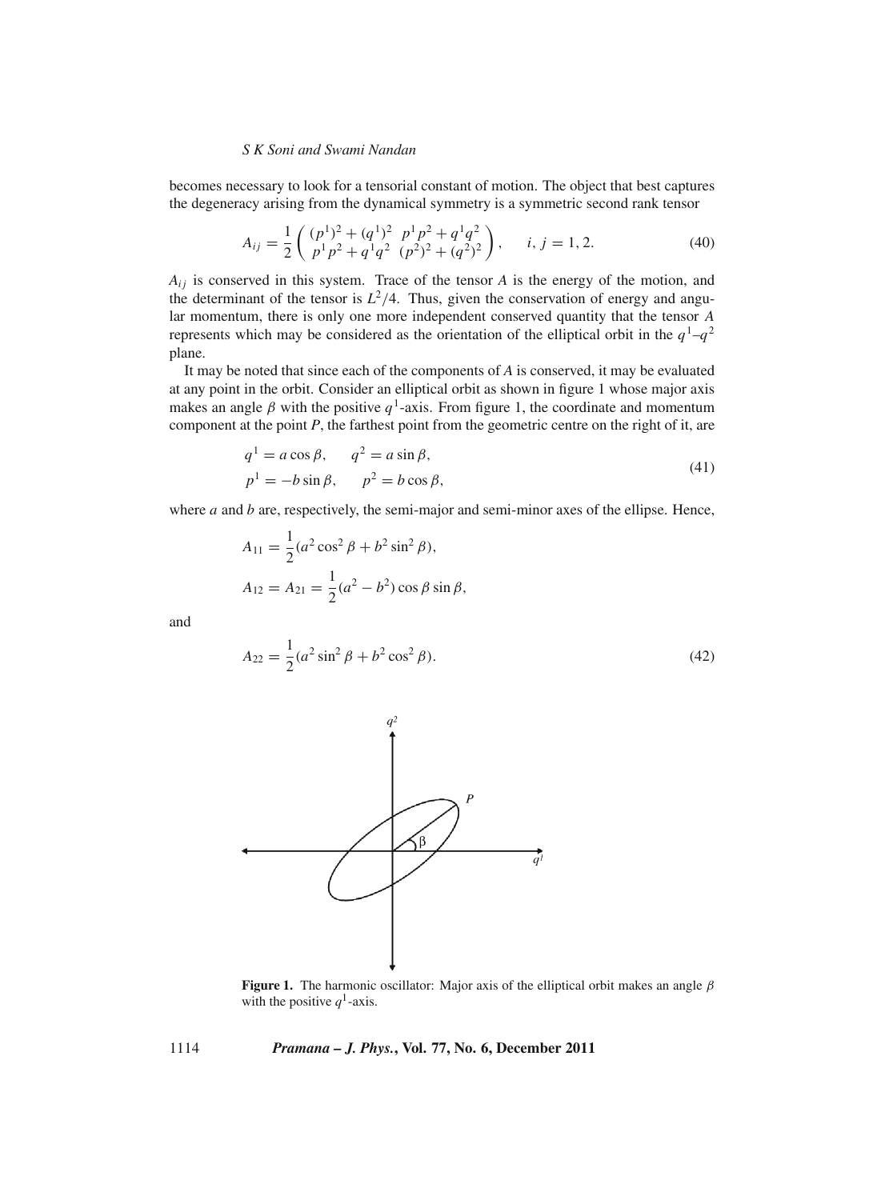becomes necessary to look for a tensorial constant of motion. The object that best captures the degeneracy arising from the dynamical symmetry is a symmetric second rank tensor

$$A_{ij} = \frac{1}{2}\begin{pmatrix} (p^1)^2 + (q^1)^2 & p^1p^2 + q^1q^2 \\ p^1p^2 + q^1q^2 & (p^2)^2 + (q^2)^2 \end{pmatrix}, \qquad i, j = 1, 2. \tag{40}$$

$A_{ij}$ is conserved in this system. Trace of the tensor $A$ is the energy of the motion, and the determinant of the tensor is $L^2/4$. Thus, given the conservation of energy and angular momentum, there is only one more independent conserved quantity that the tensor $A$ represents which may be considered as the orientation of the elliptical orbit in the $q^1$–$q^2$ plane.

It may be noted that since each of the components of $A$ is conserved, it may be evaluated at any point in the orbit. Consider an elliptical orbit as shown in figure 1 whose major axis makes an angle $\beta$ with the positive $q^1$-axis. From figure 1, the coordinate and momentum component at the point $P$, the farthest point from the geometric centre on the right of it, are

$$\begin{aligned} q^1 &= a\cos\beta, \qquad q^2 = a\sin\beta, \\ p^1 &= -b\sin\beta, \qquad p^2 = b\cos\beta, \end{aligned} \tag{41}$$

where $a$ and $b$ are, respectively, the semi-major and semi-minor axes of the ellipse. Hence,

$$A_{11} = \frac{1}{2}(a^2\cos^2\beta + b^2\sin^2\beta),$$

$$A_{12} = A_{21} = \frac{1}{2}(a^2 - b^2)\cos\beta\sin\beta,$$

and

$$A_{22} = \frac{1}{2}(a^2\sin^2\beta + b^2\cos^2\beta). \tag{42}$$

**Figure 1.** The harmonic oscillator: Major axis of the elliptical orbit makes an angle $\beta$ with the positive $q^1$-axis.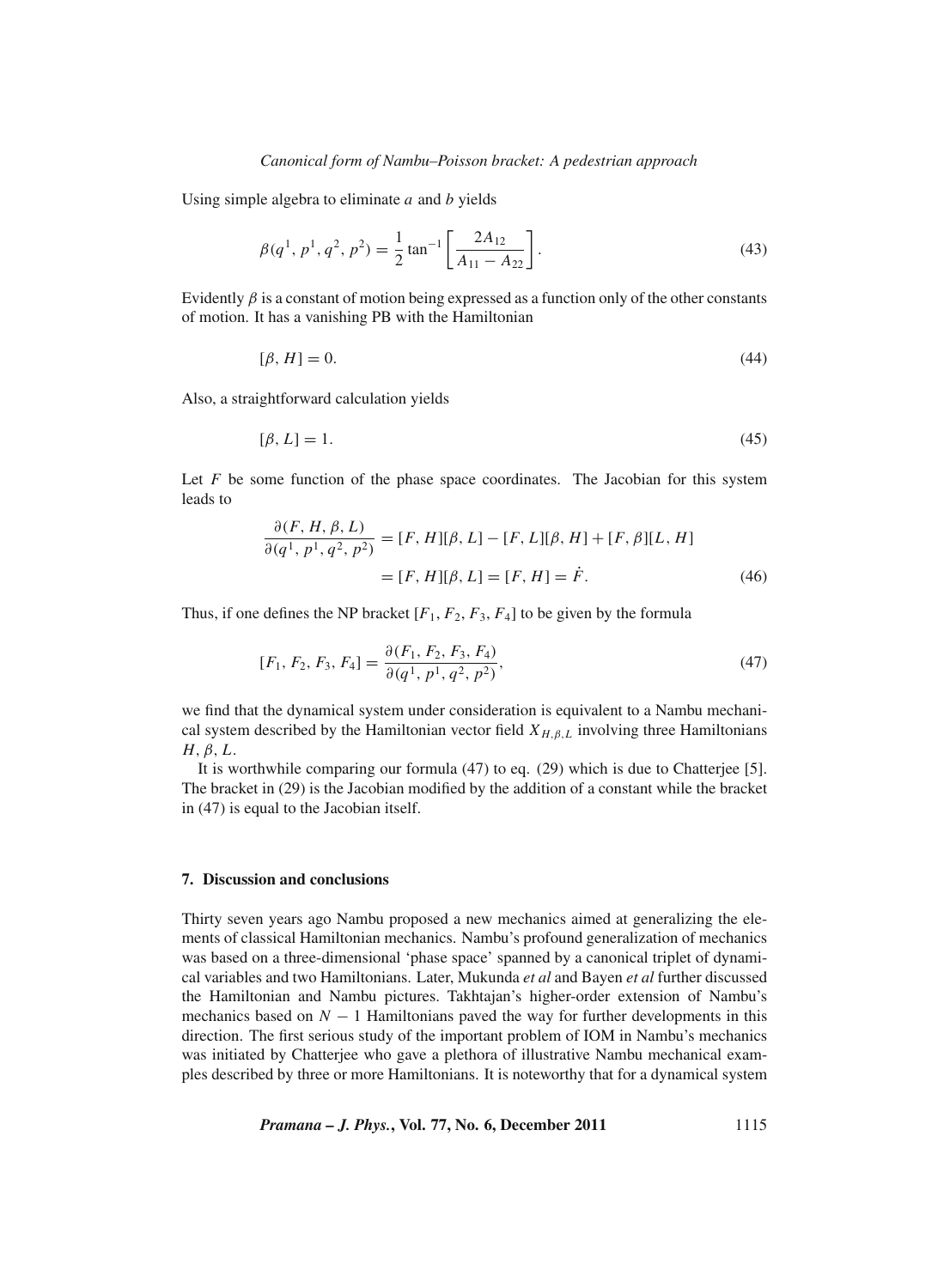Using simple algebra to eliminate $a$ and $b$ yields

$$\beta(q^1, p^1, q^2, p^2) = \frac{1}{2}\tan^{-1}\left[\frac{2A_{12}}{A_{11} - A_{22}}\right]. \tag{43}$$

Evidently $\beta$ is a constant of motion being expressed as a function only of the other constants of motion. It has a vanishing PB with the Hamiltonian

$$[\beta, H] = 0. \tag{44}$$

Also, a straightforward calculation yields

$$[\beta, L] = 1. \tag{45}$$

Let $F$ be some function of the phase space coordinates. The Jacobian for this system leads to

$$\begin{aligned}\frac{\partial(F, H, \beta, L)}{\partial(q^1, p^1, q^2, p^2)} &= [F, H][\beta, L] - [F, L][\beta, H] + [F, \beta][L, H] \\ &= [F, H][\beta, L] = [F, H] = \dot{F}.\end{aligned} \tag{46}$$

Thus, if one defines the NP bracket $[F_1, F_2, F_3, F_4]$ to be given by the formula

$$[F_1, F_2, F_3, F_4] = \frac{\partial(F_1, F_2, F_3, F_4)}{\partial(q^1, p^1, q^2, p^2)}, \tag{47}$$

we find that the dynamical system under consideration is equivalent to a Nambu mechanical system described by the Hamiltonian vector field $X_{H,\beta,L}$ involving three Hamiltonians $H, \beta, L$.

It is worthwhile comparing our formula (47) to eq. (29) which is due to Chatterjee [5]. The bracket in (29) is the Jacobian modified by the addition of a constant while the bracket in (47) is equal to the Jacobian itself.

## 7. Discussion and conclusions

Thirty seven years ago Nambu proposed a new mechanics aimed at generalizing the elements of classical Hamiltonian mechanics. Nambu's profound generalization of mechanics was based on a three-dimensional 'phase space' spanned by a canonical triplet of dynamical variables and two Hamiltonians. Later, Mukunda *et al* and Bayen *et al* further discussed the Hamiltonian and Nambu pictures. Takhtajan's higher-order extension of Nambu's mechanics based on $N - 1$ Hamiltonians paved the way for further developments in this direction. The first serious study of the important problem of IOM in Nambu's mechanics was initiated by Chatterjee who gave a plethora of illustrative Nambu mechanical examples described by three or more Hamiltonians. It is noteworthy that for a dynamical system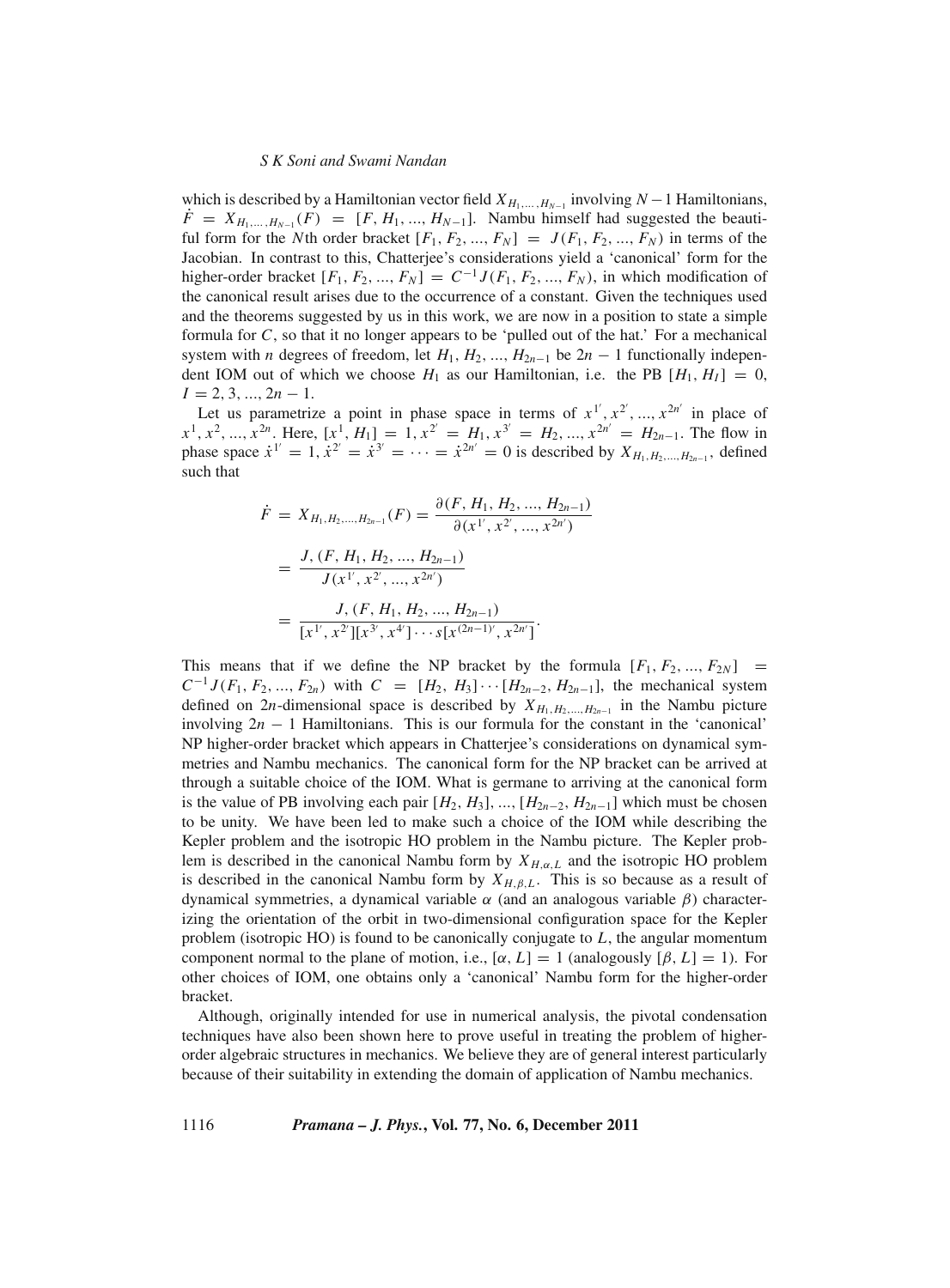which is described by a Hamiltonian vector field $X_{H_1,...,H_{N-1}}$ involving $N-1$ Hamiltonians, $\dot{F} = X_{H_1,...,H_{N-1}}(F) = [F, H_1, ..., H_{N-1}]$. Nambu himself had suggested the beautiful form for the $N$th order bracket $[F_1, F_2, ..., F_N] = J(F_1, F_2, ..., F_N)$ in terms of the Jacobian. In contrast to this, Chatterjee's considerations yield a 'canonical' form for the higher-order bracket $[F_1, F_2, ..., F_N] = C^{-1}J(F_1, F_2, ..., F_N)$, in which modification of the canonical result arises due to the occurrence of a constant. Given the techniques used and the theorems suggested by us in this work, we are now in a position to state a simple formula for $C$, so that it no longer appears to be 'pulled out of the hat.' For a mechanical system with $n$ degrees of freedom, let $H_1, H_2, ..., H_{2n-1}$ be $2n-1$ functionally independent IOM out of which we choose $H_1$ as our Hamiltonian, i.e. the PB $[H_1, H_I] = 0$, $I = 2, 3, ..., 2n-1$.

Let us parametrize a point in phase space in terms of $x^{1'}, x^{2'}, ..., x^{2n'}$ in place of $x^1, x^2, ..., x^{2n}$. Here, $[x^1, H_1] = 1, x^{2'} = H_1, x^{3'} = H_2, ..., x^{2n'} = H_{2n-1}$. The flow in phase space $\dot{x}^{1'} = 1, \dot{x}^{2'} = \dot{x}^{3'} = \cdots = \dot{x}^{2n'} = 0$ is described by $X_{H_1,H_2,...,H_{2n-1}}$, defined such that

$$
\begin{aligned}
\dot{F} &= X_{H_1,H_2,...,H_{2n-1}}(F) = \frac{\partial(F, H_1, H_2, ..., H_{2n-1})}{\partial(x^{1'}, x^{2'}, ..., x^{2n'})} \\
&= \frac{J, (F, H_1, H_2, ..., H_{2n-1})}{J(x^{1'}, x^{2'}, ..., x^{2n'})} \\
&= \frac{J, (F, H_1, H_2, ..., H_{2n-1})}{[x^{1'}, x^{2'}][x^{3'}, x^{4'}] \cdots s[x^{(2n-1)'}, x^{2n'}]}.
\end{aligned}
$$

This means that if we define the NP bracket by the formula $[F_1, F_2, ..., F_{2N}] = C^{-1}J(F_1, F_2, ..., F_{2n})$ with $C = [H_2, H_3] \cdots [H_{2n-2}, H_{2n-1}]$, the mechanical system defined on $2n$-dimensional space is described by $X_{H_1,H_2,...,H_{2n-1}}$ in the Nambu picture involving $2n-1$ Hamiltonians. This is our formula for the constant in the 'canonical' NP higher-order bracket which appears in Chatterjee's considerations on dynamical symmetries and Nambu mechanics. The canonical form for the NP bracket can be arrived at through a suitable choice of the IOM. What is germane to arriving at the canonical form is the value of PB involving each pair $[H_2, H_3], ..., [H_{2n-2}, H_{2n-1}]$ which must be chosen to be unity. We have been led to make such a choice of the IOM while describing the Kepler problem and the isotropic HO problem in the Nambu picture. The Kepler problem is described in the canonical Nambu form by $X_{H,\alpha,L}$ and the isotropic HO problem is described in the canonical Nambu form by $X_{H,\beta,L}$. This is so because as a result of dynamical symmetries, a dynamical variable $\alpha$ (and an analogous variable $\beta$) characterizing the orientation of the orbit in two-dimensional configuration space for the Kepler problem (isotropic HO) is found to be canonically conjugate to $L$, the angular momentum component normal to the plane of motion, i.e., $[\alpha, L] = 1$ (analogously $[\beta, L] = 1$). For other choices of IOM, one obtains only a 'canonical' Nambu form for the higher-order bracket.

Although, originally intended for use in numerical analysis, the pivotal condensation techniques have also been shown here to prove useful in treating the problem of higher-order algebraic structures in mechanics. We believe they are of general interest particularly because of their suitability in extending the domain of application of Nambu mechanics.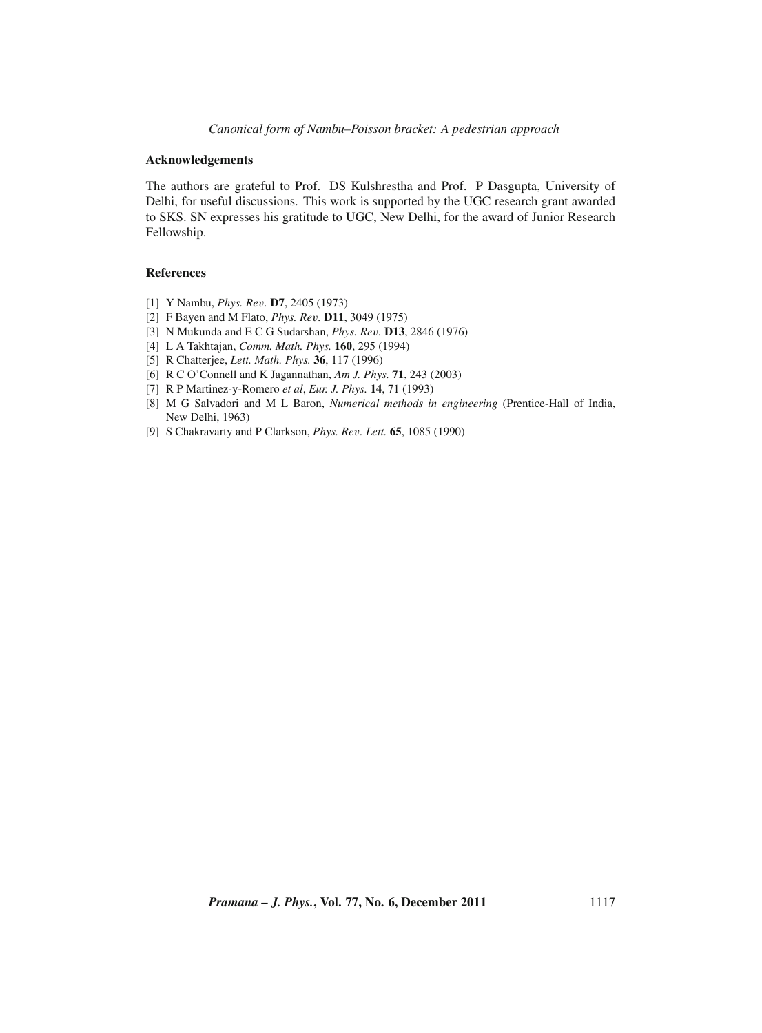### Acknowledgements

The authors are grateful to Prof. DS Kulshrestha and Prof. P Dasgupta, University of Delhi, for useful discussions. This work is supported by the UGC research grant awarded to SKS. SN expresses his gratitude to UGC, New Delhi, for the award of Junior Research Fellowship.

### References

[1] Y Nambu, *Phys. Rev.* **D7**, 2405 (1973)
[2] F Bayen and M Flato, *Phys. Rev.* **D11**, 3049 (1975)
[3] N Mukunda and E C G Sudarshan, *Phys. Rev.* **D13**, 2846 (1976)
[4] L A Takhtajan, *Comm. Math. Phys.* **160**, 295 (1994)
[5] R Chatterjee, *Lett. Math. Phys.* **36**, 117 (1996)
[6] R C O'Connell and K Jagannathan, *Am J. Phys.* **71**, 243 (2003)
[7] R P Martinez-y-Romero *et al*, *Eur. J. Phys.* **14**, 71 (1993)
[8] M G Salvadori and M L Baron, *Numerical methods in engineering* (Prentice-Hall of India, New Delhi, 1963)
[9] S Chakravarty and P Clarkson, *Phys. Rev. Lett.* **65**, 1085 (1990)